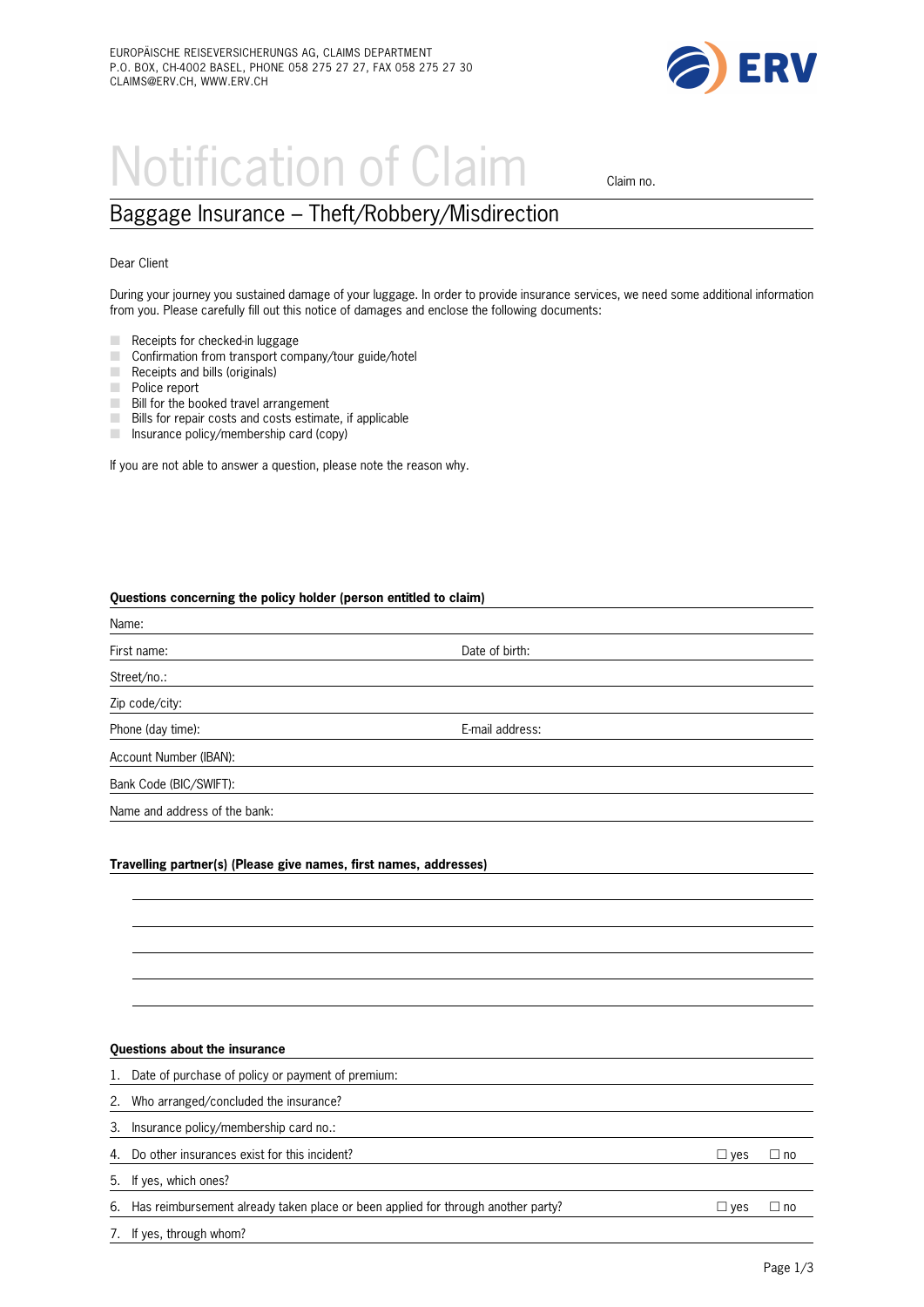EUROPÄISCHE REISEVERSICHERUNGS AG, CLAIMS DEPARTMENT
P.O. BOX, CH-4002 BASEL, PHONE 058 275 27 27, FAX 058 275 27 30
CLAIMS@ERV.CH, WWW.ERV.CH

ERV

# Notification of Claim

Claim no.

## Baggage Insurance – Theft/Robbery/Misdirection

Dear Client

During your journey you sustained damage of your luggage. In order to provide insurance services, we need some additional information from you. Please carefully fill out this notice of damages and enclose the following documents:

- Receipts for checked-in luggage
- Confirmation from transport company/tour guide/hotel
- Receipts and bills (originals)
- Police report
- Bill for the booked travel arrangement
- Bills for repair costs and costs estimate, if applicable
- Insurance policy/membership card (copy)

If you are not able to answer a question, please note the reason why.

**Questions concerning the policy holder (person entitled to claim)**

Name:

First name: Date of birth:

Street/no.:

Zip code/city:

Phone (day time): E-mail address:

Account Number (IBAN):

Bank Code (BIC/SWIFT):

Name and address of the bank:

**Travelling partner(s) (Please give names, first names, addresses)**

**Questions about the insurance**

1. Date of purchase of policy or payment of premium:
2. Who arranged/concluded the insurance?
3. Insurance policy/membership card no.:
4. Do other insurances exist for this incident? ☐ yes ☐ no
5. If yes, which ones?
6. Has reimbursement already taken place or been applied for through another party? ☐ yes ☐ no
7. If yes, through whom?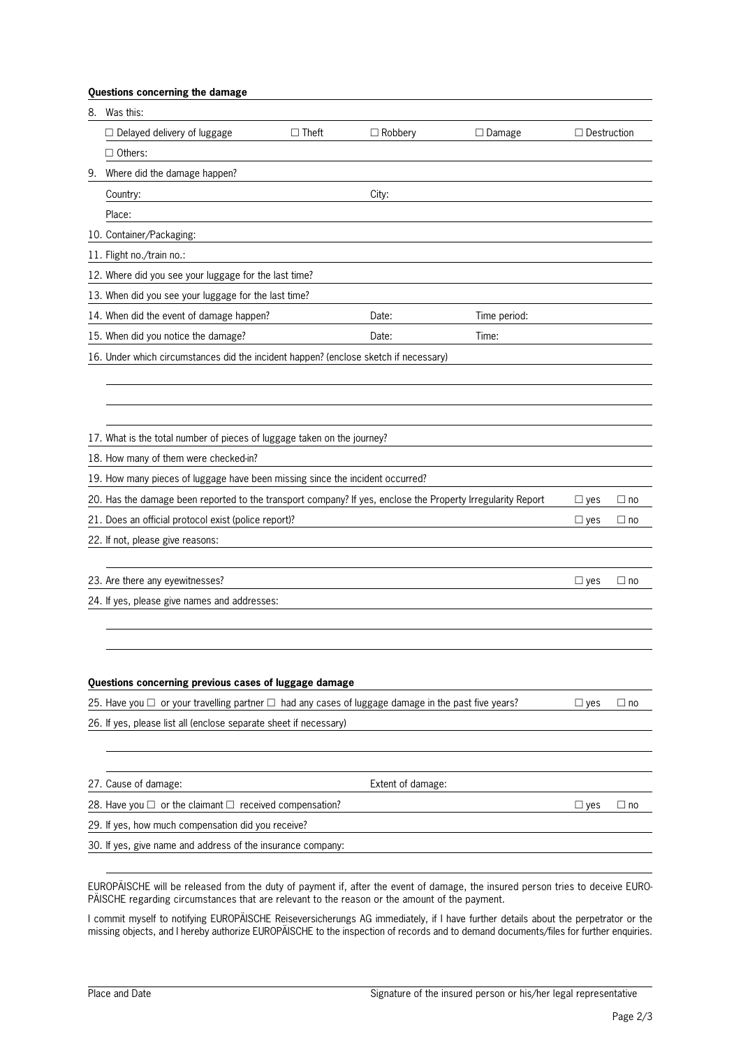**Questions concerning the damage**

8. Was this:

☐ Delayed delivery of luggage ☐ Theft ☐ Robbery ☐ Damage ☐ Destruction

☐ Others:

9. Where did the damage happen?

Country: City:

Place:

10. Container/Packaging:

11. Flight no./train no.:

12. Where did you see your luggage for the last time?

13. When did you see your luggage for the last time?

14. When did the event of damage happen? Date: Time period:

15. When did you notice the damage? Date: Time:

16. Under which circumstances did the incident happen? (enclose sketch if necessary)

17. What is the total number of pieces of luggage taken on the journey?

18. How many of them were checked-in?

19. How many pieces of luggage have been missing since the incident occurred?

20. Has the damage been reported to the transport company? If yes, enclose the Property Irregularity Report ☐ yes ☐ no

21. Does an official protocol exist (police report)? ☐ yes ☐ no

22. If not, please give reasons:

23. Are there any eyewitnesses? ☐ yes ☐ no

24. If yes, please give names and addresses:

**Questions concerning previous cases of luggage damage**

25. Have you ☐ or your travelling partner ☐ had any cases of luggage damage in the past five years? ☐ yes ☐ no

26. If yes, please list all (enclose separate sheet if necessary)

27. Cause of damage: Extent of damage:

28. Have you ☐ or the claimant ☐ received compensation? ☐ yes ☐ no

29. If yes, how much compensation did you receive?

30. If yes, give name and address of the insurance company:

EUROPÄISCHE will be released from the duty of payment if, after the event of damage, the insured person tries to deceive EUROPÄISCHE regarding circumstances that are relevant to the reason or the amount of the payment.

I commit myself to notifying EUROPÄISCHE Reiseversicherungs AG immediately, if I have further details about the perpetrator or the missing objects, and I hereby authorize EUROPÄISCHE to the inspection of records and to demand documents/files for further enquiries.

Place and Date Signature of the insured person or his/her legal representative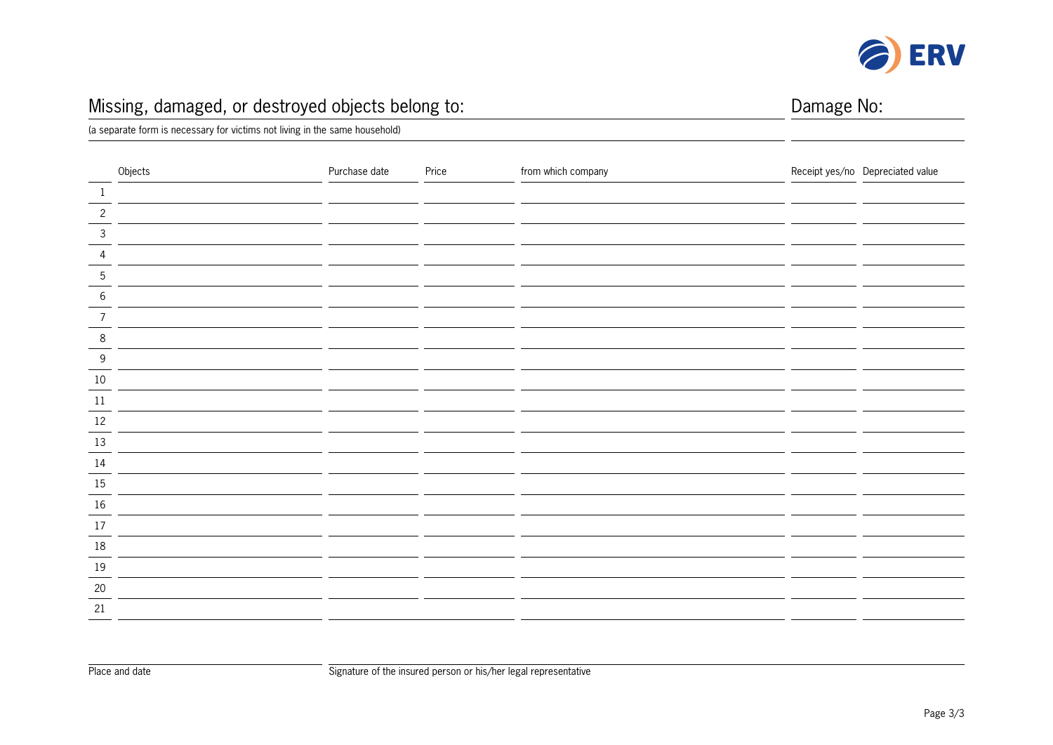ERV

## Missing, damaged, or destroyed objects belong to:

Damage No:

(a separate form is necessary for victims not living in the same household)

| | Objects | Purchase date | Price | from which company | Receipt yes/no | Depreciated value |
|---|---|---|---|---|---|---|
| 1 | | | | | | |
| 2 | | | | | | |
| 3 | | | | | | |
| 4 | | | | | | |
| 5 | | | | | | |
| 6 | | | | | | |
| 7 | | | | | | |
| 8 | | | | | | |
| 9 | | | | | | |
| 10 | | | | | | |
| 11 | | | | | | |
| 12 | | | | | | |
| 13 | | | | | | |
| 14 | | | | | | |
| 15 | | | | | | |
| 16 | | | | | | |
| 17 | | | | | | |
| 18 | | | | | | |
| 19 | | | | | | |
| 20 | | | | | | |
| 21 | | | | | | |

Place and date

Signature of the insured person or his/her legal representative